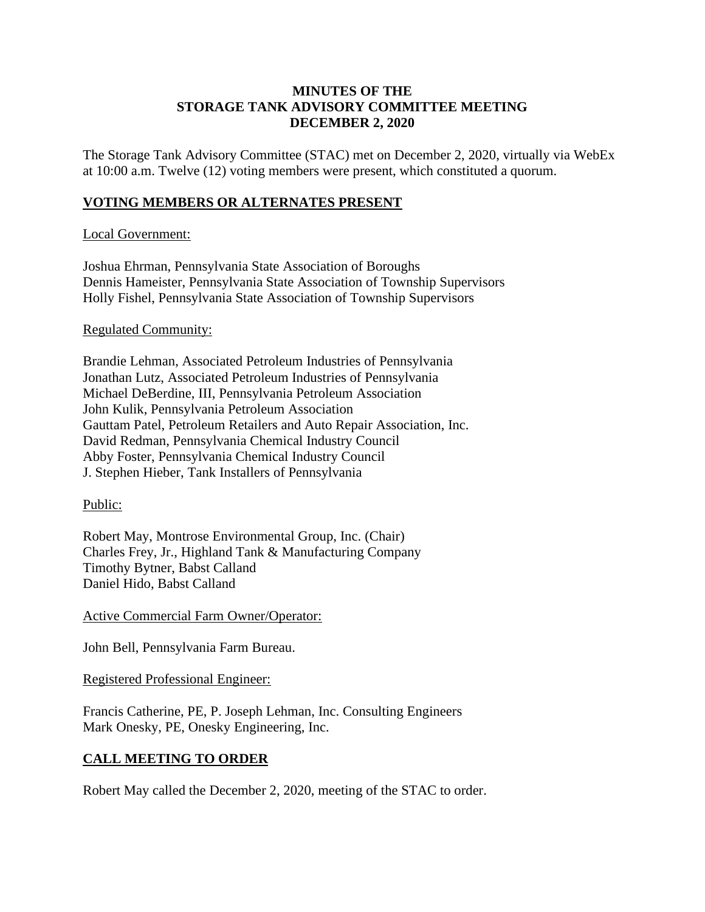# MINUTES OF THE STORAGE TANK ADVISORY COMMITTEE MEETING DECEMBER 2, 2020

The Storage Tank Advisory Committee (STAC) met on December 2, 2020, virtually via WebEx at 10:00 a.m. Twelve (12) voting members were present, which constituted a quorum.

## VOTING MEMBERS OR ALTERNATES PRESENT

Local Government:

Joshua Ehrman, Pennsylvania State Association of Boroughs
Dennis Hameister, Pennsylvania State Association of Township Supervisors
Holly Fishel, Pennsylvania State Association of Township Supervisors

Regulated Community:

Brandie Lehman, Associated Petroleum Industries of Pennsylvania
Jonathan Lutz, Associated Petroleum Industries of Pennsylvania
Michael DeBerdine, III, Pennsylvania Petroleum Association
John Kulik, Pennsylvania Petroleum Association
Gauttam Patel, Petroleum Retailers and Auto Repair Association, Inc.
David Redman, Pennsylvania Chemical Industry Council
Abby Foster, Pennsylvania Chemical Industry Council
J. Stephen Hieber, Tank Installers of Pennsylvania

Public:

Robert May, Montrose Environmental Group, Inc. (Chair)
Charles Frey, Jr., Highland Tank & Manufacturing Company
Timothy Bytner, Babst Calland
Daniel Hido, Babst Calland

Active Commercial Farm Owner/Operator:

John Bell, Pennsylvania Farm Bureau.

Registered Professional Engineer:

Francis Catherine, PE, P. Joseph Lehman, Inc. Consulting Engineers
Mark Onesky, PE, Onesky Engineering, Inc.

## CALL MEETING TO ORDER

Robert May called the December 2, 2020, meeting of the STAC to order.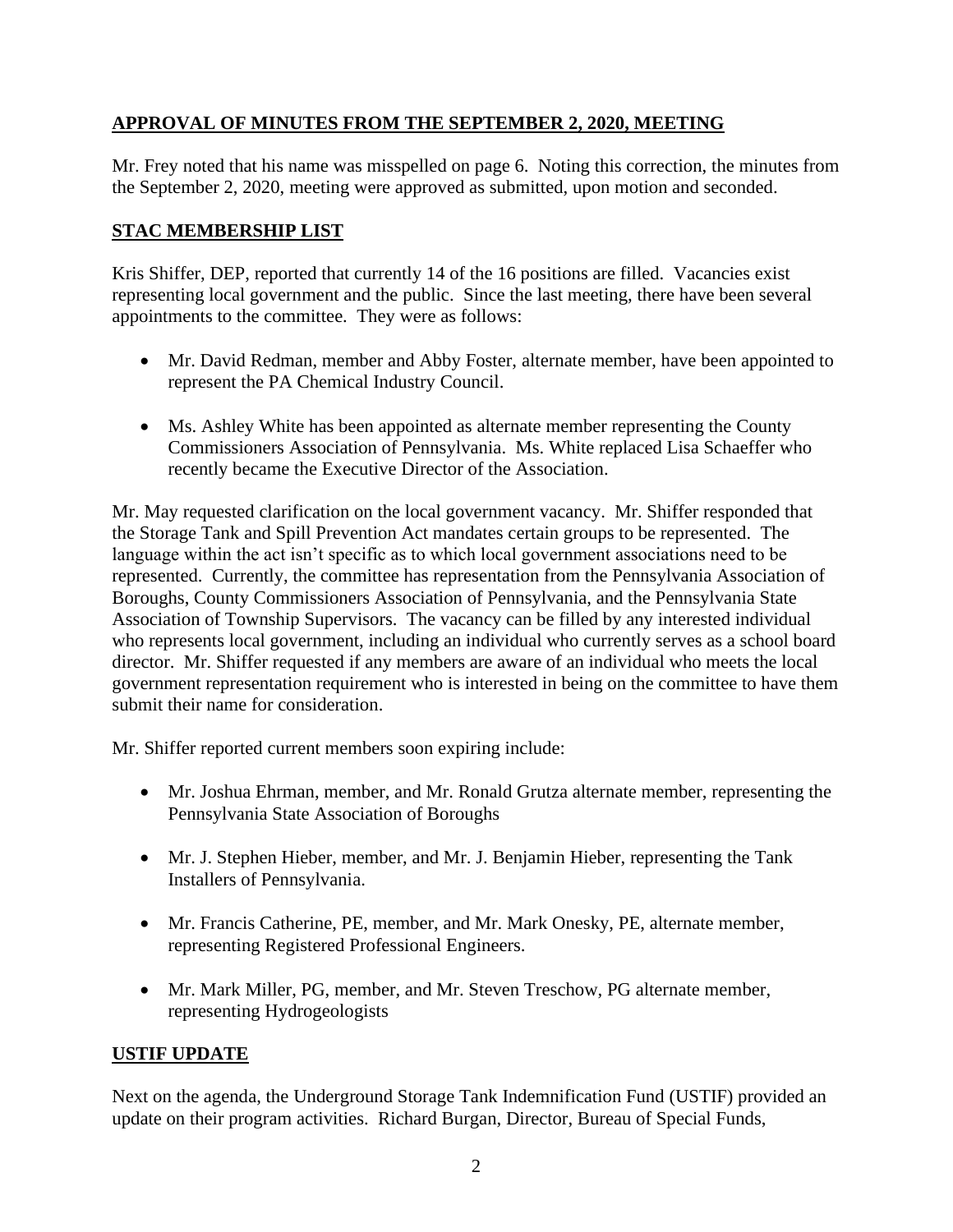## APPROVAL OF MINUTES FROM THE SEPTEMBER 2, 2020, MEETING

Mr. Frey noted that his name was misspelled on page 6. Noting this correction, the minutes from the September 2, 2020, meeting were approved as submitted, upon motion and seconded.

## STAC MEMBERSHIP LIST

Kris Shiffer, DEP, reported that currently 14 of the 16 positions are filled. Vacancies exist representing local government and the public. Since the last meeting, there have been several appointments to the committee. They were as follows:

- Mr. David Redman, member and Abby Foster, alternate member, have been appointed to represent the PA Chemical Industry Council.
- Ms. Ashley White has been appointed as alternate member representing the County Commissioners Association of Pennsylvania. Ms. White replaced Lisa Schaeffer who recently became the Executive Director of the Association.

Mr. May requested clarification on the local government vacancy. Mr. Shiffer responded that the Storage Tank and Spill Prevention Act mandates certain groups to be represented. The language within the act isn't specific as to which local government associations need to be represented. Currently, the committee has representation from the Pennsylvania Association of Boroughs, County Commissioners Association of Pennsylvania, and the Pennsylvania State Association of Township Supervisors. The vacancy can be filled by any interested individual who represents local government, including an individual who currently serves as a school board director. Mr. Shiffer requested if any members are aware of an individual who meets the local government representation requirement who is interested in being on the committee to have them submit their name for consideration.

Mr. Shiffer reported current members soon expiring include:

- Mr. Joshua Ehrman, member, and Mr. Ronald Grutza alternate member, representing the Pennsylvania State Association of Boroughs
- Mr. J. Stephen Hieber, member, and Mr. J. Benjamin Hieber, representing the Tank Installers of Pennsylvania.
- Mr. Francis Catherine, PE, member, and Mr. Mark Onesky, PE, alternate member, representing Registered Professional Engineers.
- Mr. Mark Miller, PG, member, and Mr. Steven Treschow, PG alternate member, representing Hydrogeologists

## USTIF UPDATE

Next on the agenda, the Underground Storage Tank Indemnification Fund (USTIF) provided an update on their program activities. Richard Burgan, Director, Bureau of Special Funds,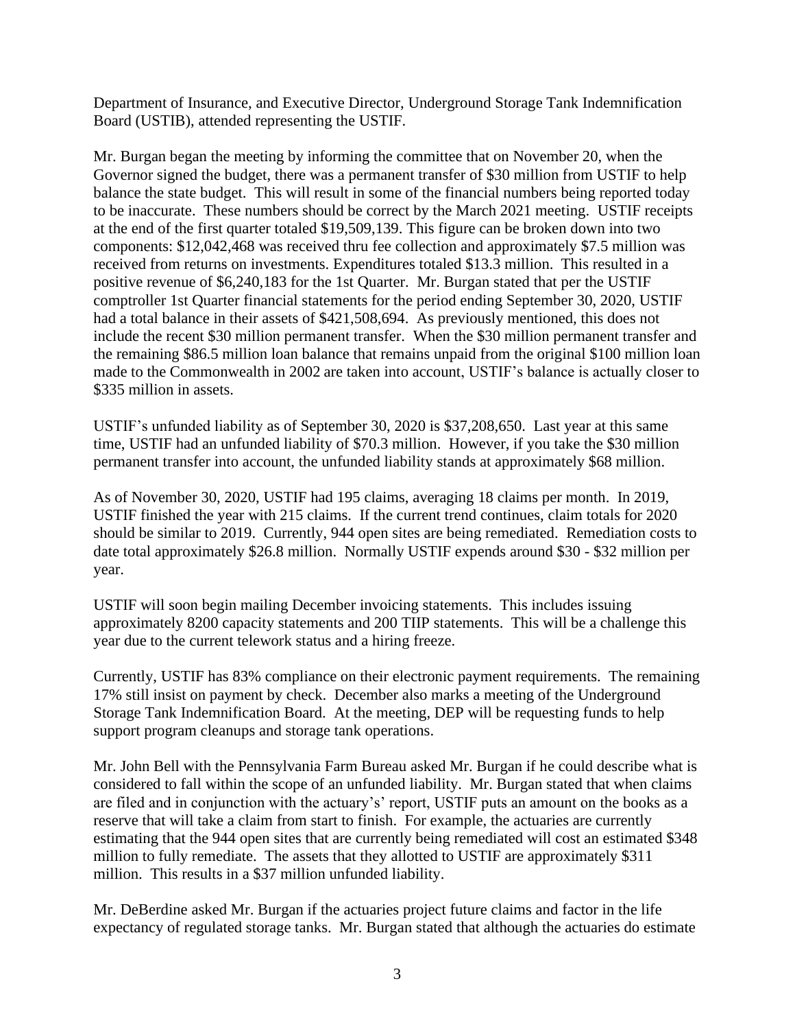Department of Insurance, and Executive Director, Underground Storage Tank Indemnification Board (USTIB), attended representing the USTIF.

Mr. Burgan began the meeting by informing the committee that on November 20, when the Governor signed the budget, there was a permanent transfer of $30 million from USTIF to help balance the state budget. This will result in some of the financial numbers being reported today to be inaccurate. These numbers should be correct by the March 2021 meeting. USTIF receipts at the end of the first quarter totaled $19,509,139. This figure can be broken down into two components: $12,042,468 was received thru fee collection and approximately $7.5 million was received from returns on investments. Expenditures totaled $13.3 million. This resulted in a positive revenue of $6,240,183 for the 1st Quarter. Mr. Burgan stated that per the USTIF comptroller 1st Quarter financial statements for the period ending September 30, 2020, USTIF had a total balance in their assets of $421,508,694. As previously mentioned, this does not include the recent $30 million permanent transfer. When the $30 million permanent transfer and the remaining $86.5 million loan balance that remains unpaid from the original $100 million loan made to the Commonwealth in 2002 are taken into account, USTIF's balance is actually closer to $335 million in assets.

USTIF's unfunded liability as of September 30, 2020 is $37,208,650. Last year at this same time, USTIF had an unfunded liability of $70.3 million. However, if you take the $30 million permanent transfer into account, the unfunded liability stands at approximately $68 million.

As of November 30, 2020, USTIF had 195 claims, averaging 18 claims per month. In 2019, USTIF finished the year with 215 claims. If the current trend continues, claim totals for 2020 should be similar to 2019. Currently, 944 open sites are being remediated. Remediation costs to date total approximately $26.8 million. Normally USTIF expends around $30 - $32 million per year.

USTIF will soon begin mailing December invoicing statements. This includes issuing approximately 8200 capacity statements and 200 TIIP statements. This will be a challenge this year due to the current telework status and a hiring freeze.

Currently, USTIF has 83% compliance on their electronic payment requirements. The remaining 17% still insist on payment by check. December also marks a meeting of the Underground Storage Tank Indemnification Board. At the meeting, DEP will be requesting funds to help support program cleanups and storage tank operations.

Mr. John Bell with the Pennsylvania Farm Bureau asked Mr. Burgan if he could describe what is considered to fall within the scope of an unfunded liability. Mr. Burgan stated that when claims are filed and in conjunction with the actuary's' report, USTIF puts an amount on the books as a reserve that will take a claim from start to finish. For example, the actuaries are currently estimating that the 944 open sites that are currently being remediated will cost an estimated $348 million to fully remediate. The assets that they allotted to USTIF are approximately $311 million. This results in a $37 million unfunded liability.

Mr. DeBerdine asked Mr. Burgan if the actuaries project future claims and factor in the life expectancy of regulated storage tanks. Mr. Burgan stated that although the actuaries do estimate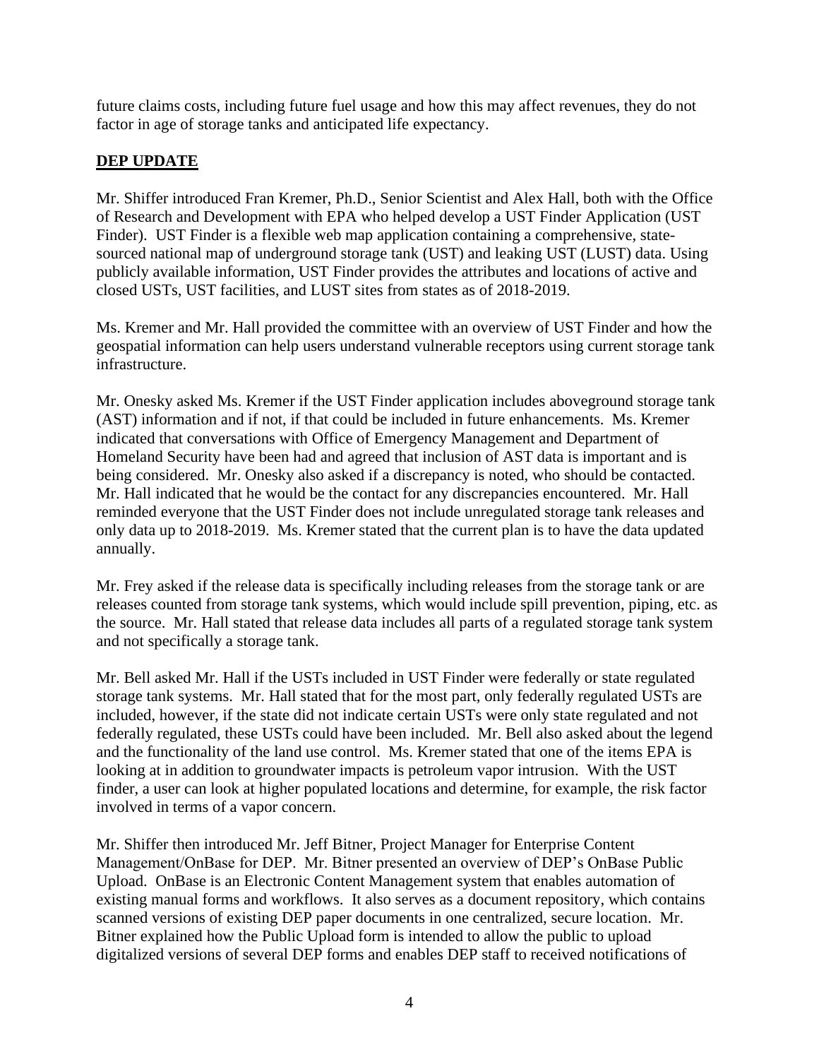future claims costs, including future fuel usage and how this may affect revenues, they do not factor in age of storage tanks and anticipated life expectancy.

## DEP UPDATE

Mr. Shiffer introduced Fran Kremer, Ph.D., Senior Scientist and Alex Hall, both with the Office of Research and Development with EPA who helped develop a UST Finder Application (UST Finder). UST Finder is a flexible web map application containing a comprehensive, state-sourced national map of underground storage tank (UST) and leaking UST (LUST) data. Using publicly available information, UST Finder provides the attributes and locations of active and closed USTs, UST facilities, and LUST sites from states as of 2018-2019.

Ms. Kremer and Mr. Hall provided the committee with an overview of UST Finder and how the geospatial information can help users understand vulnerable receptors using current storage tank infrastructure.

Mr. Onesky asked Ms. Kremer if the UST Finder application includes aboveground storage tank (AST) information and if not, if that could be included in future enhancements. Ms. Kremer indicated that conversations with Office of Emergency Management and Department of Homeland Security have been had and agreed that inclusion of AST data is important and is being considered. Mr. Onesky also asked if a discrepancy is noted, who should be contacted. Mr. Hall indicated that he would be the contact for any discrepancies encountered. Mr. Hall reminded everyone that the UST Finder does not include unregulated storage tank releases and only data up to 2018-2019. Ms. Kremer stated that the current plan is to have the data updated annually.

Mr. Frey asked if the release data is specifically including releases from the storage tank or are releases counted from storage tank systems, which would include spill prevention, piping, etc. as the source. Mr. Hall stated that release data includes all parts of a regulated storage tank system and not specifically a storage tank.

Mr. Bell asked Mr. Hall if the USTs included in UST Finder were federally or state regulated storage tank systems. Mr. Hall stated that for the most part, only federally regulated USTs are included, however, if the state did not indicate certain USTs were only state regulated and not federally regulated, these USTs could have been included. Mr. Bell also asked about the legend and the functionality of the land use control. Ms. Kremer stated that one of the items EPA is looking at in addition to groundwater impacts is petroleum vapor intrusion. With the UST finder, a user can look at higher populated locations and determine, for example, the risk factor involved in terms of a vapor concern.

Mr. Shiffer then introduced Mr. Jeff Bitner, Project Manager for Enterprise Content Management/OnBase for DEP. Mr. Bitner presented an overview of DEP's OnBase Public Upload. OnBase is an Electronic Content Management system that enables automation of existing manual forms and workflows. It also serves as a document repository, which contains scanned versions of existing DEP paper documents in one centralized, secure location. Mr. Bitner explained how the Public Upload form is intended to allow the public to upload digitalized versions of several DEP forms and enables DEP staff to received notifications of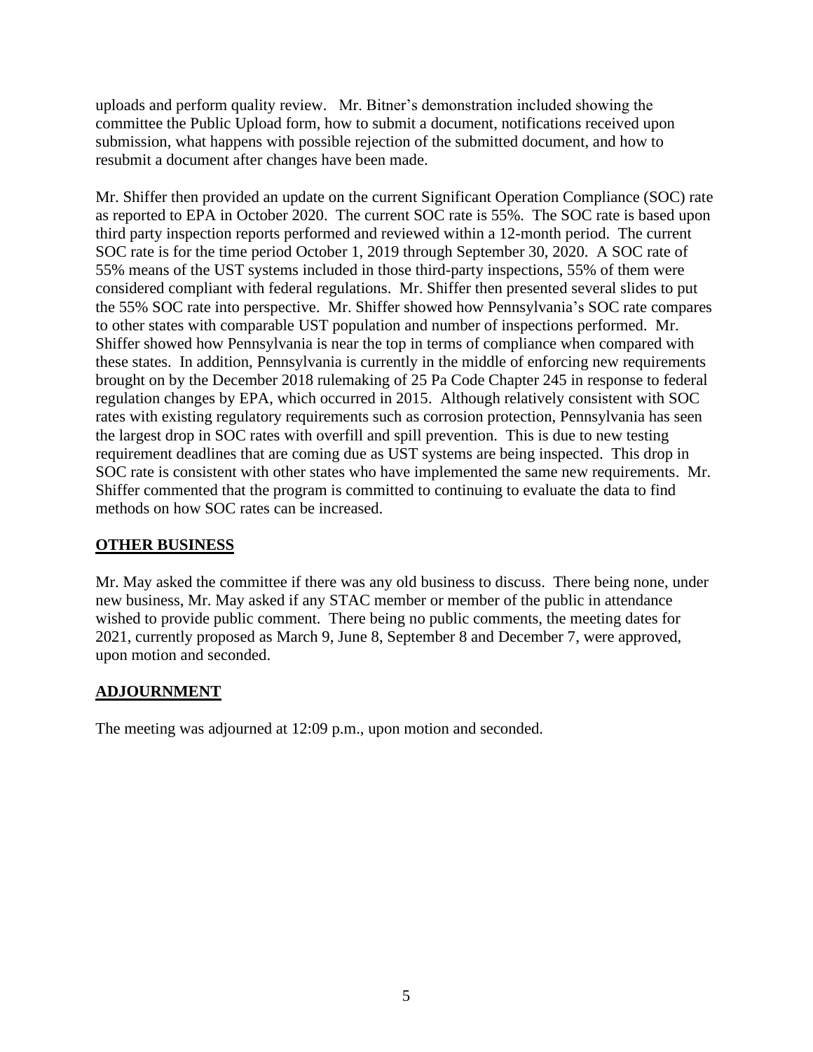uploads and perform quality review. Mr. Bitner's demonstration included showing the committee the Public Upload form, how to submit a document, notifications received upon submission, what happens with possible rejection of the submitted document, and how to resubmit a document after changes have been made.

Mr. Shiffer then provided an update on the current Significant Operation Compliance (SOC) rate as reported to EPA in October 2020. The current SOC rate is 55%. The SOC rate is based upon third party inspection reports performed and reviewed within a 12-month period. The current SOC rate is for the time period October 1, 2019 through September 30, 2020. A SOC rate of 55% means of the UST systems included in those third-party inspections, 55% of them were considered compliant with federal regulations. Mr. Shiffer then presented several slides to put the 55% SOC rate into perspective. Mr. Shiffer showed how Pennsylvania's SOC rate compares to other states with comparable UST population and number of inspections performed. Mr. Shiffer showed how Pennsylvania is near the top in terms of compliance when compared with these states. In addition, Pennsylvania is currently in the middle of enforcing new requirements brought on by the December 2018 rulemaking of 25 Pa Code Chapter 245 in response to federal regulation changes by EPA, which occurred in 2015. Although relatively consistent with SOC rates with existing regulatory requirements such as corrosion protection, Pennsylvania has seen the largest drop in SOC rates with overfill and spill prevention. This is due to new testing requirement deadlines that are coming due as UST systems are being inspected. This drop in SOC rate is consistent with other states who have implemented the same new requirements. Mr. Shiffer commented that the program is committed to continuing to evaluate the data to find methods on how SOC rates can be increased.

## OTHER BUSINESS

Mr. May asked the committee if there was any old business to discuss. There being none, under new business, Mr. May asked if any STAC member or member of the public in attendance wished to provide public comment. There being no public comments, the meeting dates for 2021, currently proposed as March 9, June 8, September 8 and December 7, were approved, upon motion and seconded.

## ADJOURNMENT

The meeting was adjourned at 12:09 p.m., upon motion and seconded.